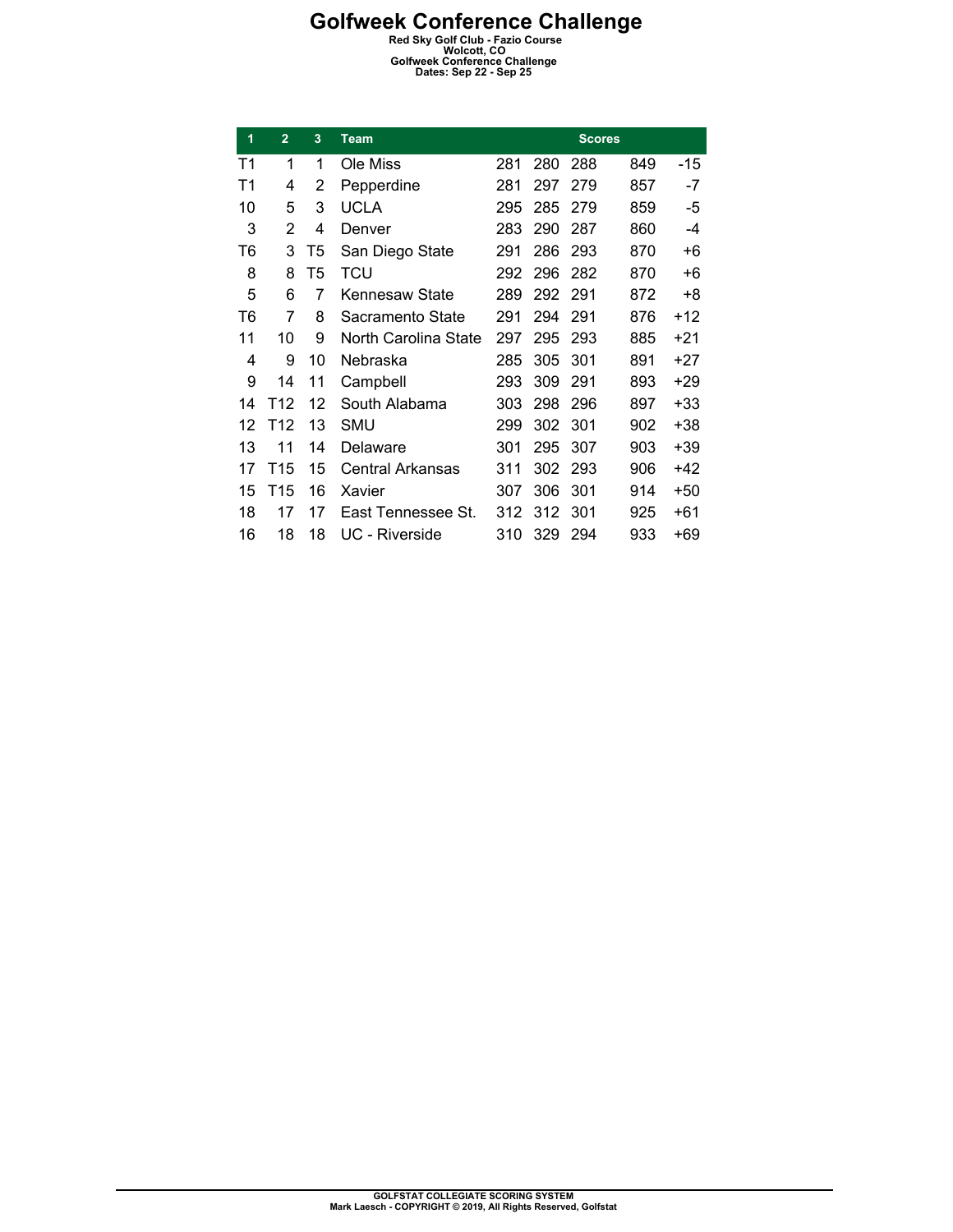# Golfweek Conference Challenge

**Red Sky Golf Club - Fazio Course**
**Wolcott, CO**
**Golfweek Conference Challenge**
**Dates: Sep 22 - Sep 25**

| 1 | 2 | 3 | Team | Scores | | | | |
|---|---|---|---|---|---|---|---|---|
| T1 | 1 | 1 | Ole Miss | 281 | 280 | 288 | 849 | -15 |
| T1 | 4 | 2 | Pepperdine | 281 | 297 | 279 | 857 | -7 |
| 10 | 5 | 3 | UCLA | 295 | 285 | 279 | 859 | -5 |
| 3 | 2 | 4 | Denver | 283 | 290 | 287 | 860 | -4 |
| T6 | 3 | T5 | San Diego State | 291 | 286 | 293 | 870 | +6 |
| 8 | 8 | T5 | TCU | 292 | 296 | 282 | 870 | +6 |
| 5 | 6 | 7 | Kennesaw State | 289 | 292 | 291 | 872 | +8 |
| T6 | 7 | 8 | Sacramento State | 291 | 294 | 291 | 876 | +12 |
| 11 | 10 | 9 | North Carolina State | 297 | 295 | 293 | 885 | +21 |
| 4 | 9 | 10 | Nebraska | 285 | 305 | 301 | 891 | +27 |
| 9 | 14 | 11 | Campbell | 293 | 309 | 291 | 893 | +29 |
| 14 | T12 | 12 | South Alabama | 303 | 298 | 296 | 897 | +33 |
| 12 | T12 | 13 | SMU | 299 | 302 | 301 | 902 | +38 |
| 13 | 11 | 14 | Delaware | 301 | 295 | 307 | 903 | +39 |
| 17 | T15 | 15 | Central Arkansas | 311 | 302 | 293 | 906 | +42 |
| 15 | T15 | 16 | Xavier | 307 | 306 | 301 | 914 | +50 |
| 18 | 17 | 17 | East Tennessee St. | 312 | 312 | 301 | 925 | +61 |
| 16 | 18 | 18 | UC - Riverside | 310 | 329 | 294 | 933 | +69 |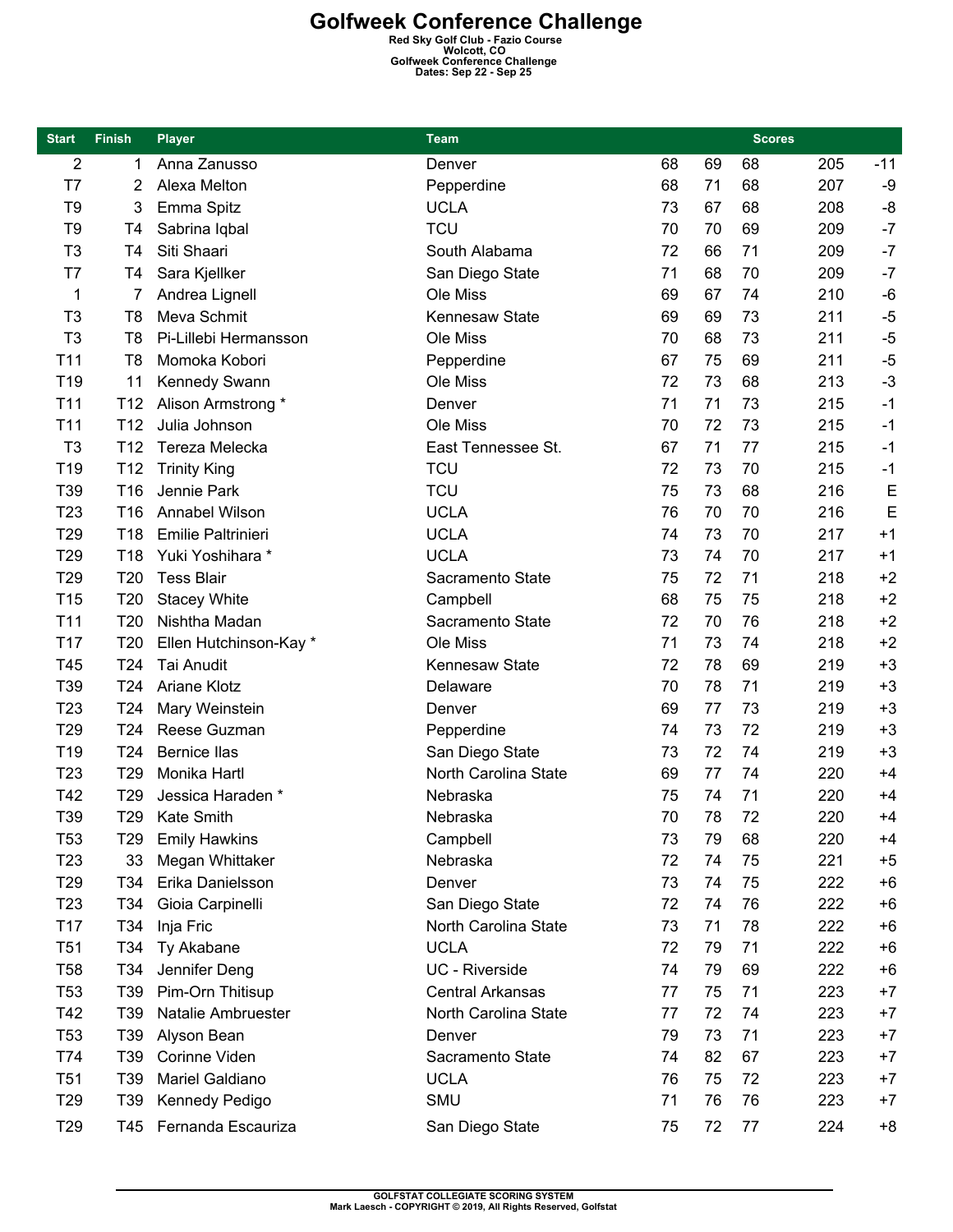# Golfweek Conference Challenge

**Red Sky Golf Club - Fazio Course**
**Wolcott, CO**
**Golfweek Conference Challenge**
**Dates: Sep 22 - Sep 25**

| Start | Finish | Player | Team | Scores | | | | |
|---|---|---|---|---|---|---|---|---|
| 2 | 1 | Anna Zanusso | Denver | 68 | 69 | 68 | 205 | -11 |
| T7 | 2 | Alexa Melton | Pepperdine | 68 | 71 | 68 | 207 | -9 |
| T9 | 3 | Emma Spitz | UCLA | 73 | 67 | 68 | 208 | -8 |
| T9 | T4 | Sabrina Iqbal | TCU | 70 | 70 | 69 | 209 | -7 |
| T3 | T4 | Siti Shaari | South Alabama | 72 | 66 | 71 | 209 | -7 |
| T7 | T4 | Sara Kjellker | San Diego State | 71 | 68 | 70 | 209 | -7 |
| 1 | 7 | Andrea Lignell | Ole Miss | 69 | 67 | 74 | 210 | -6 |
| T3 | T8 | Meva Schmit | Kennesaw State | 69 | 69 | 73 | 211 | -5 |
| T3 | T8 | Pi-Lillebi Hermansson | Ole Miss | 70 | 68 | 73 | 211 | -5 |
| T11 | T8 | Momoka Kobori | Pepperdine | 67 | 75 | 69 | 211 | -5 |
| T19 | 11 | Kennedy Swann | Ole Miss | 72 | 73 | 68 | 213 | -3 |
| T11 | T12 | Alison Armstrong * | Denver | 71 | 71 | 73 | 215 | -1 |
| T11 | T12 | Julia Johnson | Ole Miss | 70 | 72 | 73 | 215 | -1 |
| T3 | T12 | Tereza Melecka | East Tennessee St. | 67 | 71 | 77 | 215 | -1 |
| T19 | T12 | Trinity King | TCU | 72 | 73 | 70 | 215 | -1 |
| T39 | T16 | Jennie Park | TCU | 75 | 73 | 68 | 216 | E |
| T23 | T16 | Annabel Wilson | UCLA | 76 | 70 | 70 | 216 | E |
| T29 | T18 | Emilie Paltrinieri | UCLA | 74 | 73 | 70 | 217 | +1 |
| T29 | T18 | Yuki Yoshihara * | UCLA | 73 | 74 | 70 | 217 | +1 |
| T29 | T20 | Tess Blair | Sacramento State | 75 | 72 | 71 | 218 | +2 |
| T15 | T20 | Stacey White | Campbell | 68 | 75 | 75 | 218 | +2 |
| T11 | T20 | Nishtha Madan | Sacramento State | 72 | 70 | 76 | 218 | +2 |
| T17 | T20 | Ellen Hutchinson-Kay * | Ole Miss | 71 | 73 | 74 | 218 | +2 |
| T45 | T24 | Tai Anudit | Kennesaw State | 72 | 78 | 69 | 219 | +3 |
| T39 | T24 | Ariane Klotz | Delaware | 70 | 78 | 71 | 219 | +3 |
| T23 | T24 | Mary Weinstein | Denver | 69 | 77 | 73 | 219 | +3 |
| T29 | T24 | Reese Guzman | Pepperdine | 74 | 73 | 72 | 219 | +3 |
| T19 | T24 | Bernice Ilas | San Diego State | 73 | 72 | 74 | 219 | +3 |
| T23 | T29 | Monika Hartl | North Carolina State | 69 | 77 | 74 | 220 | +4 |
| T42 | T29 | Jessica Haraden * | Nebraska | 75 | 74 | 71 | 220 | +4 |
| T39 | T29 | Kate Smith | Nebraska | 70 | 78 | 72 | 220 | +4 |
| T53 | T29 | Emily Hawkins | Campbell | 73 | 79 | 68 | 220 | +4 |
| T23 | 33 | Megan Whittaker | Nebraska | 72 | 74 | 75 | 221 | +5 |
| T29 | T34 | Erika Danielsson | Denver | 73 | 74 | 75 | 222 | +6 |
| T23 | T34 | Gioia Carpinelli | San Diego State | 72 | 74 | 76 | 222 | +6 |
| T17 | T34 | Inja Fric | North Carolina State | 73 | 71 | 78 | 222 | +6 |
| T51 | T34 | Ty Akabane | UCLA | 72 | 79 | 71 | 222 | +6 |
| T58 | T34 | Jennifer Deng | UC - Riverside | 74 | 79 | 69 | 222 | +6 |
| T53 | T39 | Pim-Orn Thitisup | Central Arkansas | 77 | 75 | 71 | 223 | +7 |
| T42 | T39 | Natalie Ambruester | North Carolina State | 77 | 72 | 74 | 223 | +7 |
| T53 | T39 | Alyson Bean | Denver | 79 | 73 | 71 | 223 | +7 |
| T74 | T39 | Corinne Viden | Sacramento State | 74 | 82 | 67 | 223 | +7 |
| T51 | T39 | Mariel Galdiano | UCLA | 76 | 75 | 72 | 223 | +7 |
| T29 | T39 | Kennedy Pedigo | SMU | 71 | 76 | 76 | 223 | +7 |
| T29 | T45 | Fernanda Escauriza | San Diego State | 75 | 72 | 77 | 224 | +8 |

GOLFSTAT COLLEGIATE SCORING SYSTEM
Mark Laesch - COPYRIGHT © 2019, All Rights Reserved, Golfstat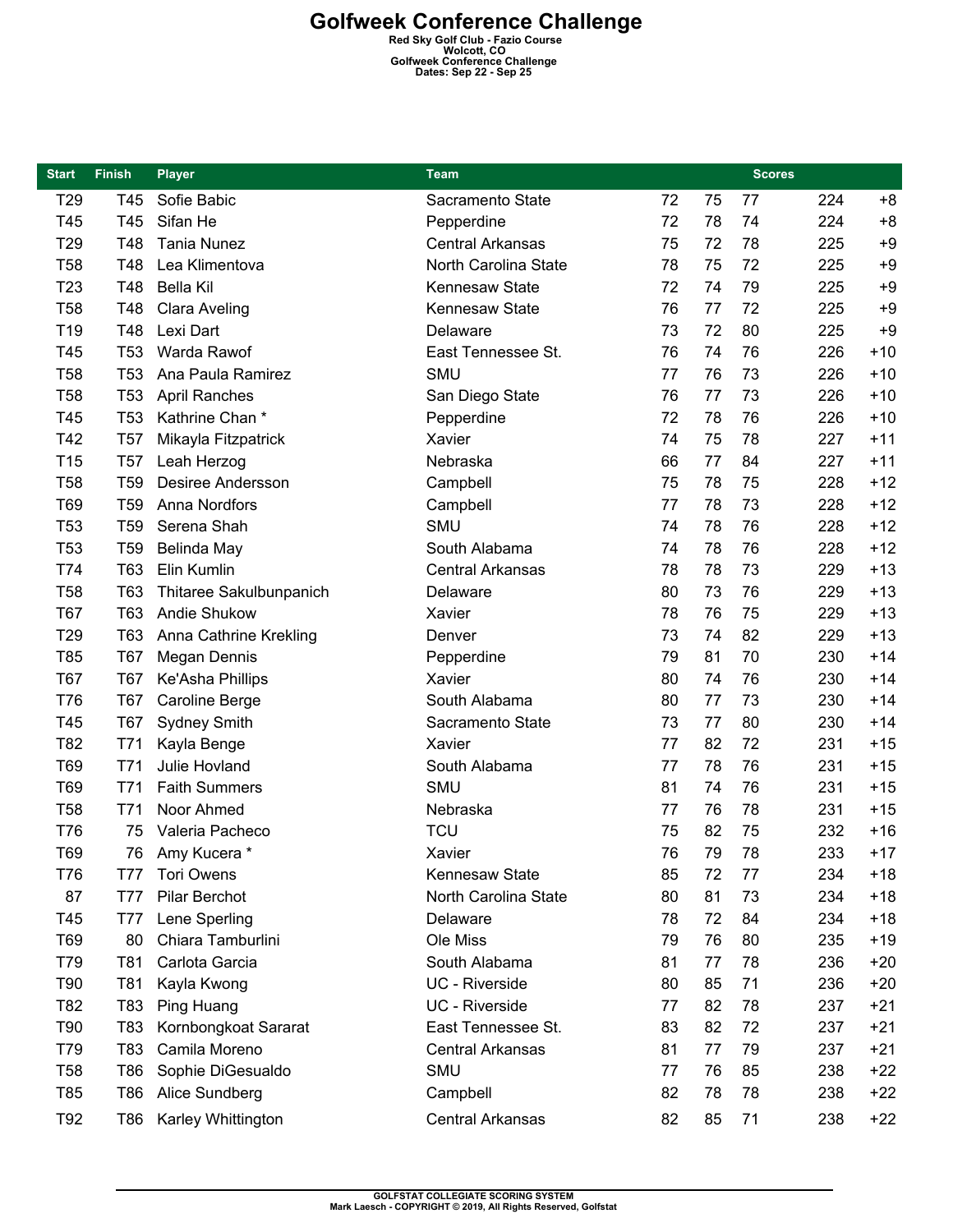# Golfweek Conference Challenge

**Red Sky Golf Club - Fazio Course**
**Wolcott, CO**
**Golfweek Conference Challenge**
**Dates: Sep 22 - Sep 25**

| Start | Finish | Player | Team | Scores | | | | |
|---|---|---|---|---|---|---|---|---|
| T29 | T45 | Sofie Babic | Sacramento State | 72 | 75 | 77 | 224 | +8 |
| T45 | T45 | Sifan He | Pepperdine | 72 | 78 | 74 | 224 | +8 |
| T29 | T48 | Tania Nunez | Central Arkansas | 75 | 72 | 78 | 225 | +9 |
| T58 | T48 | Lea Klimentova | North Carolina State | 78 | 75 | 72 | 225 | +9 |
| T23 | T48 | Bella Kil | Kennesaw State | 72 | 74 | 79 | 225 | +9 |
| T58 | T48 | Clara Aveling | Kennesaw State | 76 | 77 | 72 | 225 | +9 |
| T19 | T48 | Lexi Dart | Delaware | 73 | 72 | 80 | 225 | +9 |
| T45 | T53 | Warda Rawof | East Tennessee St. | 76 | 74 | 76 | 226 | +10 |
| T58 | T53 | Ana Paula Ramirez | SMU | 77 | 76 | 73 | 226 | +10 |
| T58 | T53 | April Ranches | San Diego State | 76 | 77 | 73 | 226 | +10 |
| T45 | T53 | Kathrine Chan * | Pepperdine | 72 | 78 | 76 | 226 | +10 |
| T42 | T57 | Mikayla Fitzpatrick | Xavier | 74 | 75 | 78 | 227 | +11 |
| T15 | T57 | Leah Herzog | Nebraska | 66 | 77 | 84 | 227 | +11 |
| T58 | T59 | Desiree Andersson | Campbell | 75 | 78 | 75 | 228 | +12 |
| T69 | T59 | Anna Nordfors | Campbell | 77 | 78 | 73 | 228 | +12 |
| T53 | T59 | Serena Shah | SMU | 74 | 78 | 76 | 228 | +12 |
| T53 | T59 | Belinda May | South Alabama | 74 | 78 | 76 | 228 | +12 |
| T74 | T63 | Elin Kumlin | Central Arkansas | 78 | 78 | 73 | 229 | +13 |
| T58 | T63 | Thitaree Sakulbunpanich | Delaware | 80 | 73 | 76 | 229 | +13 |
| T67 | T63 | Andie Shukow | Xavier | 78 | 76 | 75 | 229 | +13 |
| T29 | T63 | Anna Cathrine Krekling | Denver | 73 | 74 | 82 | 229 | +13 |
| T85 | T67 | Megan Dennis | Pepperdine | 79 | 81 | 70 | 230 | +14 |
| T67 | T67 | Ke'Asha Phillips | Xavier | 80 | 74 | 76 | 230 | +14 |
| T76 | T67 | Caroline Berge | South Alabama | 80 | 77 | 73 | 230 | +14 |
| T45 | T67 | Sydney Smith | Sacramento State | 73 | 77 | 80 | 230 | +14 |
| T82 | T71 | Kayla Benge | Xavier | 77 | 82 | 72 | 231 | +15 |
| T69 | T71 | Julie Hovland | South Alabama | 77 | 78 | 76 | 231 | +15 |
| T69 | T71 | Faith Summers | SMU | 81 | 74 | 76 | 231 | +15 |
| T58 | T71 | Noor Ahmed | Nebraska | 77 | 76 | 78 | 231 | +15 |
| T76 | 75 | Valeria Pacheco | TCU | 75 | 82 | 75 | 232 | +16 |
| T69 | 76 | Amy Kucera * | Xavier | 76 | 79 | 78 | 233 | +17 |
| T76 | T77 | Tori Owens | Kennesaw State | 85 | 72 | 77 | 234 | +18 |
| 87 | T77 | Pilar Berchot | North Carolina State | 80 | 81 | 73 | 234 | +18 |
| T45 | T77 | Lene Sperling | Delaware | 78 | 72 | 84 | 234 | +18 |
| T69 | 80 | Chiara Tamburlini | Ole Miss | 79 | 76 | 80 | 235 | +19 |
| T79 | T81 | Carlota Garcia | South Alabama | 81 | 77 | 78 | 236 | +20 |
| T90 | T81 | Kayla Kwong | UC - Riverside | 80 | 85 | 71 | 236 | +20 |
| T82 | T83 | Ping Huang | UC - Riverside | 77 | 82 | 78 | 237 | +21 |
| T90 | T83 | Kornbongkoat Sararat | East Tennessee St. | 83 | 82 | 72 | 237 | +21 |
| T79 | T83 | Camila Moreno | Central Arkansas | 81 | 77 | 79 | 237 | +21 |
| T58 | T86 | Sophie DiGesualdo | SMU | 77 | 76 | 85 | 238 | +22 |
| T85 | T86 | Alice Sundberg | Campbell | 82 | 78 | 78 | 238 | +22 |
| T92 | T86 | Karley Whittington | Central Arkansas | 82 | 85 | 71 | 238 | +22 |

GOLFSTAT COLLEGIATE SCORING SYSTEM
Mark Laesch - COPYRIGHT © 2019, All Rights Reserved, Golfstat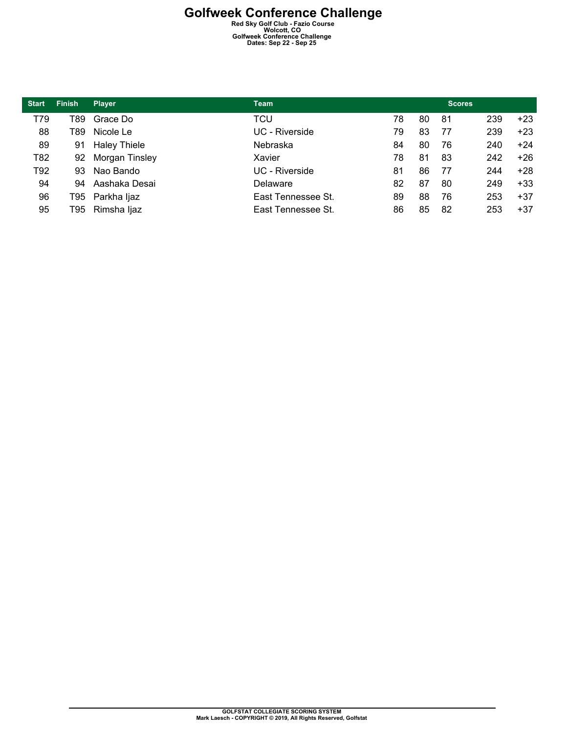# Golfweek Conference Challenge

**Red Sky Golf Club - Fazio Course**
**Wolcott, CO**
**Golfweek Conference Challenge**
**Dates: Sep 22 - Sep 25**

| Start | Finish | Player | Team | Scores | | | | |
|---|---|---|---|---|---|---|---|---|
| T79 | T89 | Grace Do | TCU | 78 | 80 | 81 | 239 | +23 |
| 88 | T89 | Nicole Le | UC - Riverside | 79 | 83 | 77 | 239 | +23 |
| 89 | 91 | Haley Thiele | Nebraska | 84 | 80 | 76 | 240 | +24 |
| T82 | 92 | Morgan Tinsley | Xavier | 78 | 81 | 83 | 242 | +26 |
| T92 | 93 | Nao Bando | UC - Riverside | 81 | 86 | 77 | 244 | +28 |
| 94 | 94 | Aashaka Desai | Delaware | 82 | 87 | 80 | 249 | +33 |
| 96 | T95 | Parkha Ijaz | East Tennessee St. | 89 | 88 | 76 | 253 | +37 |
| 95 | T95 | Rimsha Ijaz | East Tennessee St. | 86 | 85 | 82 | 253 | +37 |

GOLFSTAT COLLEGIATE SCORING SYSTEM
Mark Laesch - COPYRIGHT © 2019, All Rights Reserved, Golfstat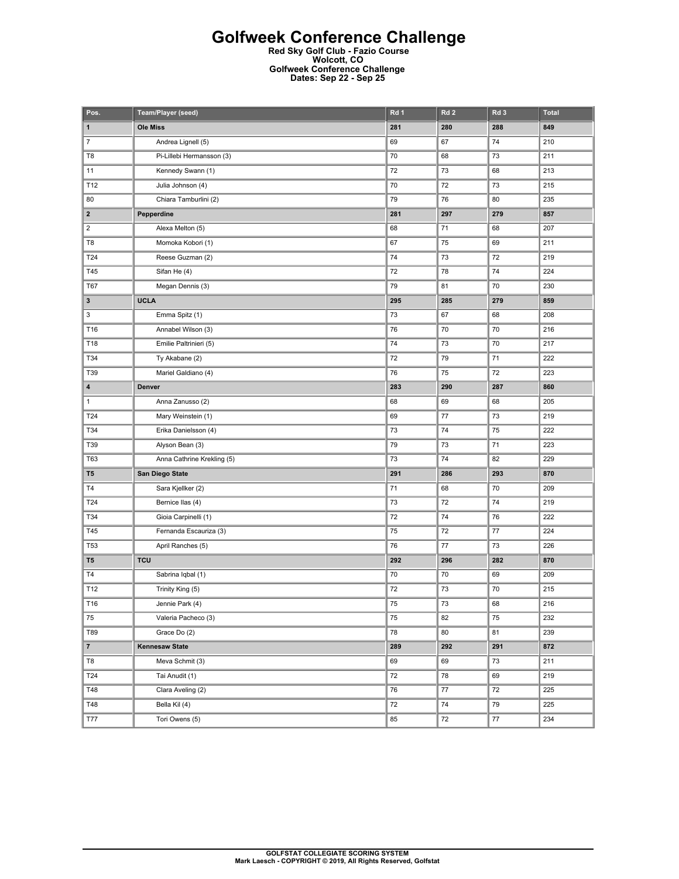# Golfweek Conference Challenge

**Red Sky Golf Club - Fazio Course**
**Wolcott, CO**
**Golfweek Conference Challenge**
**Dates: Sep 22 - Sep 25**

| Pos. | Team/Player (seed) | Rd 1 | Rd 2 | Rd 3 | Total |
|---|---|---|---|---|---|
| **1** | **Ole Miss** | **281** | **280** | **288** | **849** |
| 7 | Andrea Lignell (5) | 69 | 67 | 74 | 210 |
| T8 | Pi-Lillebi Hermansson (3) | 70 | 68 | 73 | 211 |
| 11 | Kennedy Swann (1) | 72 | 73 | 68 | 213 |
| T12 | Julia Johnson (4) | 70 | 72 | 73 | 215 |
| 80 | Chiara Tamburlini (2) | 79 | 76 | 80 | 235 |
| **2** | **Pepperdine** | **281** | **297** | **279** | **857** |
| 2 | Alexa Melton (5) | 68 | 71 | 68 | 207 |
| T8 | Momoka Kobori (1) | 67 | 75 | 69 | 211 |
| T24 | Reese Guzman (2) | 74 | 73 | 72 | 219 |
| T45 | Sifan He (4) | 72 | 78 | 74 | 224 |
| T67 | Megan Dennis (3) | 79 | 81 | 70 | 230 |
| **3** | **UCLA** | **295** | **285** | **279** | **859** |
| 3 | Emma Spitz (1) | 73 | 67 | 68 | 208 |
| T16 | Annabel Wilson (3) | 76 | 70 | 70 | 216 |
| T18 | Emilie Paltrinieri (5) | 74 | 73 | 70 | 217 |
| T34 | Ty Akabane (2) | 72 | 79 | 71 | 222 |
| T39 | Mariel Galdiano (4) | 76 | 75 | 72 | 223 |
| **4** | **Denver** | **283** | **290** | **287** | **860** |
| 1 | Anna Zanusso (2) | 68 | 69 | 68 | 205 |
| T24 | Mary Weinstein (1) | 69 | 77 | 73 | 219 |
| T34 | Erika Danielsson (4) | 73 | 74 | 75 | 222 |
| T39 | Alyson Bean (3) | 79 | 73 | 71 | 223 |
| T63 | Anna Cathrine Krekling (5) | 73 | 74 | 82 | 229 |
| **T5** | **San Diego State** | **291** | **286** | **293** | **870** |
| T4 | Sara Kjellker (2) | 71 | 68 | 70 | 209 |
| T24 | Bernice Ilas (4) | 73 | 72 | 74 | 219 |
| T34 | Gioia Carpinelli (1) | 72 | 74 | 76 | 222 |
| T45 | Fernanda Escauriza (3) | 75 | 72 | 77 | 224 |
| T53 | April Ranches (5) | 76 | 77 | 73 | 226 |
| **T5** | **TCU** | **292** | **296** | **282** | **870** |
| T4 | Sabrina Iqbal (1) | 70 | 70 | 69 | 209 |
| T12 | Trinity King (5) | 72 | 73 | 70 | 215 |
| T16 | Jennie Park (4) | 75 | 73 | 68 | 216 |
| 75 | Valeria Pacheco (3) | 75 | 82 | 75 | 232 |
| T89 | Grace Do (2) | 78 | 80 | 81 | 239 |
| **7** | **Kennesaw State** | **289** | **292** | **291** | **872** |
| T8 | Meva Schmit (3) | 69 | 69 | 73 | 211 |
| T24 | Tai Anudit (1) | 72 | 78 | 69 | 219 |
| T48 | Clara Aveling (2) | 76 | 77 | 72 | 225 |
| T48 | Bella Kil (4) | 72 | 74 | 79 | 225 |
| T77 | Tori Owens (5) | 85 | 72 | 77 | 234 |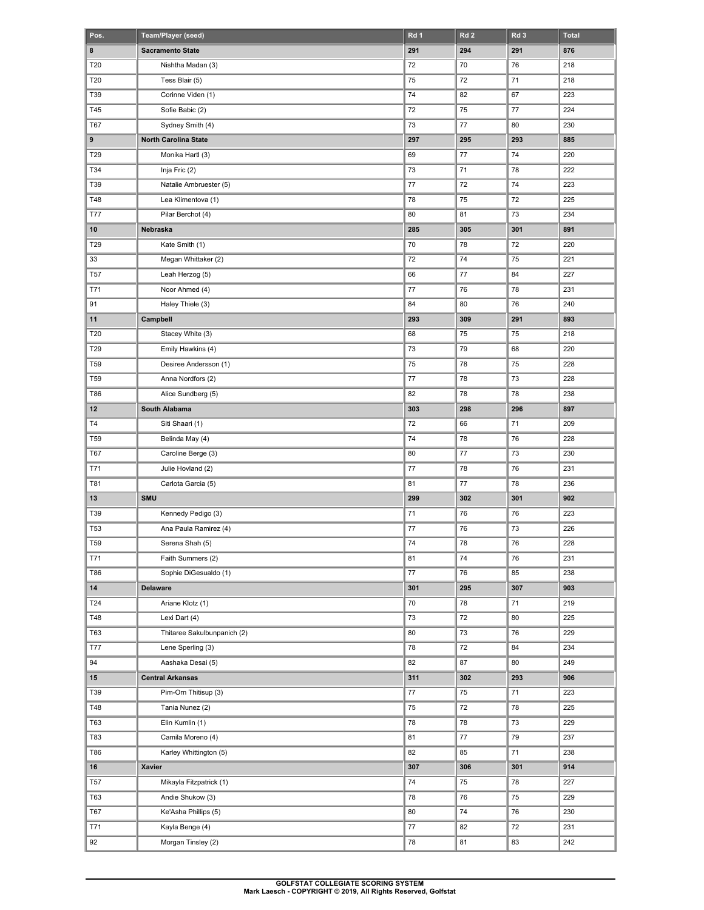| Pos. | Team/Player (seed) | Rd 1 | Rd 2 | Rd 3 | Total |
|---|---|---|---|---|---|
| **8** | **Sacramento State** | **291** | **294** | **291** | **876** |
| T20 | Nishtha Madan (3) | 72 | 70 | 76 | 218 |
| T20 | Tess Blair (5) | 75 | 72 | 71 | 218 |
| T39 | Corinne Viden (1) | 74 | 82 | 67 | 223 |
| T45 | Sofie Babic (2) | 72 | 75 | 77 | 224 |
| T67 | Sydney Smith (4) | 73 | 77 | 80 | 230 |
| **9** | **North Carolina State** | **297** | **295** | **293** | **885** |
| T29 | Monika Hartl (3) | 69 | 77 | 74 | 220 |
| T34 | Inja Fric (2) | 73 | 71 | 78 | 222 |
| T39 | Natalie Ambruester (5) | 77 | 72 | 74 | 223 |
| T48 | Lea Klimentova (1) | 78 | 75 | 72 | 225 |
| T77 | Pilar Berchot (4) | 80 | 81 | 73 | 234 |
| **10** | **Nebraska** | **285** | **305** | **301** | **891** |
| T29 | Kate Smith (1) | 70 | 78 | 72 | 220 |
| 33 | Megan Whittaker (2) | 72 | 74 | 75 | 221 |
| T57 | Leah Herzog (5) | 66 | 77 | 84 | 227 |
| T71 | Noor Ahmed (4) | 77 | 76 | 78 | 231 |
| 91 | Haley Thiele (3) | 84 | 80 | 76 | 240 |
| **11** | **Campbell** | **293** | **309** | **291** | **893** |
| T20 | Stacey White (3) | 68 | 75 | 75 | 218 |
| T29 | Emily Hawkins (4) | 73 | 79 | 68 | 220 |
| T59 | Desiree Andersson (1) | 75 | 78 | 75 | 228 |
| T59 | Anna Nordfors (2) | 77 | 78 | 73 | 228 |
| T86 | Alice Sundberg (5) | 82 | 78 | 78 | 238 |
| **12** | **South Alabama** | **303** | **298** | **296** | **897** |
| T4 | Siti Shaari (1) | 72 | 66 | 71 | 209 |
| T59 | Belinda May (4) | 74 | 78 | 76 | 228 |
| T67 | Caroline Berge (3) | 80 | 77 | 73 | 230 |
| T71 | Julie Hovland (2) | 77 | 78 | 76 | 231 |
| T81 | Carlota Garcia (5) | 81 | 77 | 78 | 236 |
| **13** | **SMU** | **299** | **302** | **301** | **902** |
| T39 | Kennedy Pedigo (3) | 71 | 76 | 76 | 223 |
| T53 | Ana Paula Ramirez (4) | 77 | 76 | 73 | 226 |
| T59 | Serena Shah (5) | 74 | 78 | 76 | 228 |
| T71 | Faith Summers (2) | 81 | 74 | 76 | 231 |
| T86 | Sophie DiGesualdo (1) | 77 | 76 | 85 | 238 |
| **14** | **Delaware** | **301** | **295** | **307** | **903** |
| T24 | Ariane Klotz (1) | 70 | 78 | 71 | 219 |
| T48 | Lexi Dart (4) | 73 | 72 | 80 | 225 |
| T63 | Thitaree Sakulbunpanich (2) | 80 | 73 | 76 | 229 |
| T77 | Lene Sperling (3) | 78 | 72 | 84 | 234 |
| 94 | Aashaka Desai (5) | 82 | 87 | 80 | 249 |
| **15** | **Central Arkansas** | **311** | **302** | **293** | **906** |
| T39 | Pim-Orn Thitisup (3) | 77 | 75 | 71 | 223 |
| T48 | Tania Nunez (2) | 75 | 72 | 78 | 225 |
| T63 | Elin Kumlin (1) | 78 | 78 | 73 | 229 |
| T83 | Camila Moreno (4) | 81 | 77 | 79 | 237 |
| T86 | Karley Whittington (5) | 82 | 85 | 71 | 238 |
| **16** | **Xavier** | **307** | **306** | **301** | **914** |
| T57 | Mikayla Fitzpatrick (1) | 74 | 75 | 78 | 227 |
| T63 | Andie Shukow (3) | 78 | 76 | 75 | 229 |
| T67 | Ke'Asha Phillips (5) | 80 | 74 | 76 | 230 |
| T71 | Kayla Benge (4) | 77 | 82 | 72 | 231 |
| 92 | Morgan Tinsley (2) | 78 | 81 | 83 | 242 |

**GOLFSTAT COLLEGIATE SCORING SYSTEM**
**Mark Laesch - COPYRIGHT © 2019, All Rights Reserved, Golfstat**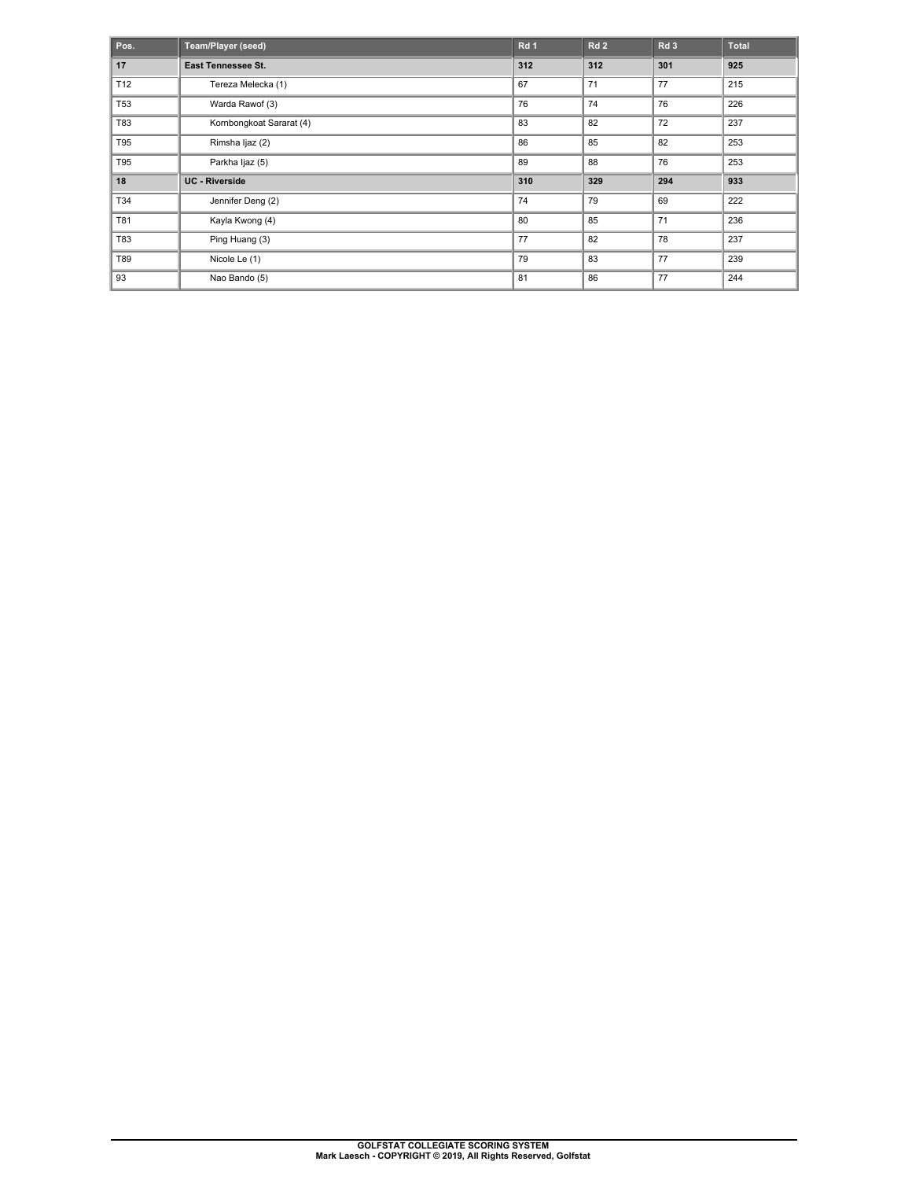| Pos. | Team/Player (seed) | Rd 1 | Rd 2 | Rd 3 | Total |
|---|---|---|---|---|---|
| **17** | **East Tennessee St.** | **312** | **312** | **301** | **925** |
| T12 | Tereza Melecka (1) | 67 | 71 | 77 | 215 |
| T53 | Warda Rawof (3) | 76 | 74 | 76 | 226 |
| T83 | Kornbongkoat Sararat (4) | 83 | 82 | 72 | 237 |
| T95 | Rimsha Ijaz (2) | 86 | 85 | 82 | 253 |
| T95 | Parkha Ijaz (5) | 89 | 88 | 76 | 253 |
| **18** | **UC - Riverside** | **310** | **329** | **294** | **933** |
| T34 | Jennifer Deng (2) | 74 | 79 | 69 | 222 |
| T81 | Kayla Kwong (4) | 80 | 85 | 71 | 236 |
| T83 | Ping Huang (3) | 77 | 82 | 78 | 237 |
| T89 | Nicole Le (1) | 79 | 83 | 77 | 239 |
| 93 | Nao Bando (5) | 81 | 86 | 77 | 244 |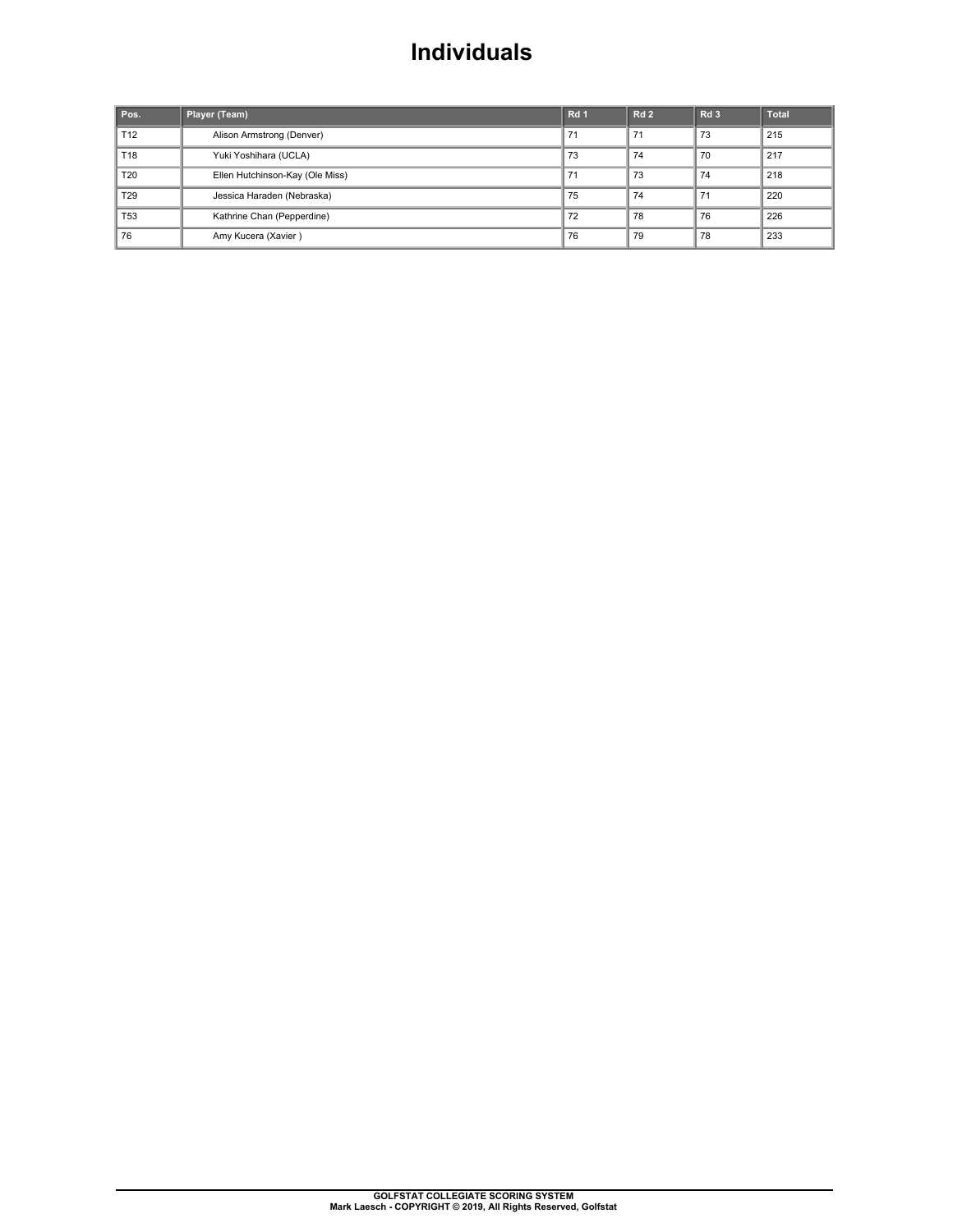# Individuals

| Pos. | Player (Team) | Rd 1 | Rd 2 | Rd 3 | Total |
|---|---|---|---|---|---|
| T12 | Alison Armstrong (Denver) | 71 | 71 | 73 | 215 |
| T18 | Yuki Yoshihara (UCLA) | 73 | 74 | 70 | 217 |
| T20 | Ellen Hutchinson-Kay (Ole Miss) | 71 | 73 | 74 | 218 |
| T29 | Jessica Haraden (Nebraska) | 75 | 74 | 71 | 220 |
| T53 | Kathrine Chan (Pepperdine) | 72 | 78 | 76 | 226 |
| 76 | Amy Kucera (Xavier ) | 76 | 79 | 78 | 233 |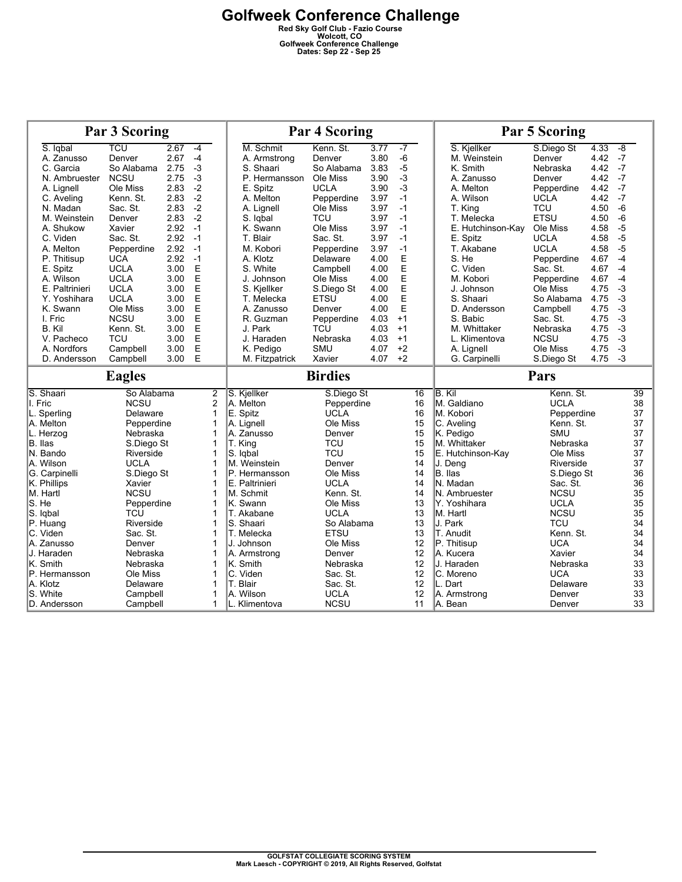# Golfweek Conference Challenge

**Red Sky Golf Club - Fazio Course**
**Wolcott, CO**
**Golfweek Conference Challenge**
**Dates: Sep 22 - Sep 25**

## Par 3 Scoring

| Player | Team | Avg | +/- |
|---|---|---|---|
| S. Iqbal | TCU | 2.67 | -4 |
| A. Zanusso | Denver | 2.67 | -4 |
| C. Garcia | So Alabama | 2.75 | -3 |
| N. Ambruester | NCSU | 2.75 | -3 |
| A. Lignell | Ole Miss | 2.83 | -2 |
| C. Aveling | Kenn. St. | 2.83 | -2 |
| N. Madan | Sac. St. | 2.83 | -2 |
| M. Weinstein | Denver | 2.83 | -2 |
| A. Shukow | Xavier | 2.92 | -1 |
| C. Viden | Sac. St. | 2.92 | -1 |
| A. Melton | Pepperdine | 2.92 | -1 |
| P. Thitisup | UCA | 2.92 | -1 |
| E. Spitz | UCLA | 3.00 | E |
| A. Wilson | UCLA | 3.00 | E |
| E. Paltrinieri | UCLA | 3.00 | E |
| Y. Yoshihara | UCLA | 3.00 | E |
| K. Swann | Ole Miss | 3.00 | E |
| I. Fric | NCSU | 3.00 | E |
| B. Kil | Kenn. St. | 3.00 | E |
| V. Pacheco | TCU | 3.00 | E |
| A. Nordfors | Campbell | 3.00 | E |
| D. Andersson | Campbell | 3.00 | E |

## Par 4 Scoring

| Player | Team | Avg | +/- |
|---|---|---|---|
| M. Schmit | Kenn. St. | 3.77 | -7 |
| A. Armstrong | Denver | 3.80 | -6 |
| S. Shaari | So Alabama | 3.83 | -5 |
| P. Hermansson | Ole Miss | 3.90 | -3 |
| E. Spitz | UCLA | 3.90 | -3 |
| A. Melton | Pepperdine | 3.97 | -1 |
| A. Lignell | Ole Miss | 3.97 | -1 |
| S. Iqbal | TCU | 3.97 | -1 |
| K. Swann | Ole Miss | 3.97 | -1 |
| T. Blair | Sac. St. | 3.97 | -1 |
| M. Kobori | Pepperdine | 3.97 | -1 |
| A. Klotz | Delaware | 4.00 | E |
| S. White | Campbell | 4.00 | E |
| J. Johnson | Ole Miss | 4.00 | E |
| S. Kjellker | S.Diego St | 4.00 | E |
| T. Melecka | ETSU | 4.00 | E |
| A. Zanusso | Denver | 4.00 | E |
| R. Guzman | Pepperdine | 4.03 | +1 |
| J. Park | TCU | 4.03 | +1 |
| J. Haraden | Nebraska | 4.03 | +1 |
| K. Pedigo | SMU | 4.07 | +2 |
| M. Fitzpatrick | Xavier | 4.07 | +2 |

## Par 5 Scoring

| Player | Team | Avg | +/- |
|---|---|---|---|
| S. Kjellker | S.Diego St | 4.33 | -8 |
| M. Weinstein | Denver | 4.42 | -7 |
| K. Smith | Nebraska | 4.42 | -7 |
| A. Zanusso | Denver | 4.42 | -7 |
| A. Melton | Pepperdine | 4.42 | -7 |
| A. Wilson | UCLA | 4.42 | -7 |
| T. King | TCU | 4.50 | -6 |
| T. Melecka | ETSU | 4.50 | -6 |
| E. Hutchinson-Kay | Ole Miss | 4.58 | -5 |
| E. Spitz | UCLA | 4.58 | -5 |
| T. Akabane | UCLA | 4.58 | -5 |
| S. He | Pepperdine | 4.67 | -4 |
| C. Viden | Sac. St. | 4.67 | -4 |
| M. Kobori | Pepperdine | 4.67 | -4 |
| J. Johnson | Ole Miss | 4.75 | -3 |
| S. Shaari | So Alabama | 4.75 | -3 |
| D. Andersson | Campbell | 4.75 | -3 |
| S. Babic | Sac. St. | 4.75 | -3 |
| M. Whittaker | Nebraska | 4.75 | -3 |
| L. Klimentova | NCSU | 4.75 | -3 |
| A. Lignell | Ole Miss | 4.75 | -3 |
| G. Carpinelli | S.Diego St | 4.75 | -3 |

## Eagles

| Player | Team | Eagles |
|---|---|---|
| S. Shaari | So Alabama | 2 |
| I. Fric | NCSU | 2 |
| L. Sperling | Delaware | 1 |
| A. Melton | Pepperdine | 1 |
| L. Herzog | Nebraska | 1 |
| B. Ilas | S.Diego St | 1 |
| N. Bando | Riverside | 1 |
| A. Wilson | UCLA | 1 |
| G. Carpinelli | S.Diego St | 1 |
| K. Phillips | Xavier | 1 |
| M. Hartl | NCSU | 1 |
| S. He | Pepperdine | 1 |
| S. Iqbal | TCU | 1 |
| P. Huang | Riverside | 1 |
| C. Viden | Sac. St. | 1 |
| A. Zanusso | Denver | 1 |
| J. Haraden | Nebraska | 1 |
| K. Smith | Nebraska | 1 |
| P. Hermansson | Ole Miss | 1 |
| A. Klotz | Delaware | 1 |
| S. White | Campbell | 1 |
| D. Andersson | Campbell | 1 |

## Birdies

| Player | Team | Birdies |
|---|---|---|
| S. Kjellker | S.Diego St | 16 |
| A. Melton | Pepperdine | 16 |
| E. Spitz | UCLA | 16 |
| A. Lignell | Ole Miss | 15 |
| A. Zanusso | Denver | 15 |
| T. King | TCU | 15 |
| S. Iqbal | TCU | 15 |
| M. Weinstein | Denver | 14 |
| P. Hermansson | Ole Miss | 14 |
| E. Paltrinieri | UCLA | 14 |
| M. Schmit | Kenn. St. | 14 |
| K. Swann | Ole Miss | 13 |
| T. Akabane | UCLA | 13 |
| S. Shaari | So Alabama | 13 |
| T. Melecka | ETSU | 13 |
| J. Johnson | Ole Miss | 12 |
| A. Armstrong | Denver | 12 |
| K. Smith | Nebraska | 12 |
| C. Viden | Sac. St. | 12 |
| T. Blair | Sac. St. | 12 |
| A. Wilson | UCLA | 12 |
| L. Klimentova | NCSU | 11 |

## Pars

| Player | Team | Pars |
|---|---|---|
| B. Kil | Kenn. St. | 39 |
| M. Galdiano | UCLA | 38 |
| M. Kobori | Pepperdine | 37 |
| C. Aveling | Kenn. St. | 37 |
| K. Pedigo | SMU | 37 |
| M. Whittaker | Nebraska | 37 |
| E. Hutchinson-Kay | Ole Miss | 37 |
| J. Deng | Riverside | 37 |
| B. Ilas | S.Diego St | 36 |
| N. Madan | Sac. St. | 36 |
| N. Ambruester | NCSU | 35 |
| Y. Yoshihara | UCLA | 35 |
| M. Hartl | NCSU | 35 |
| J. Park | TCU | 34 |
| T. Anudit | Kenn. St. | 34 |
| P. Thitisup | UCA | 34 |
| A. Kucera | Xavier | 34 |
| J. Haraden | Nebraska | 33 |
| C. Moreno | UCA | 33 |
| L. Dart | Delaware | 33 |
| A. Armstrong | Denver | 33 |
| A. Bean | Denver | 33 |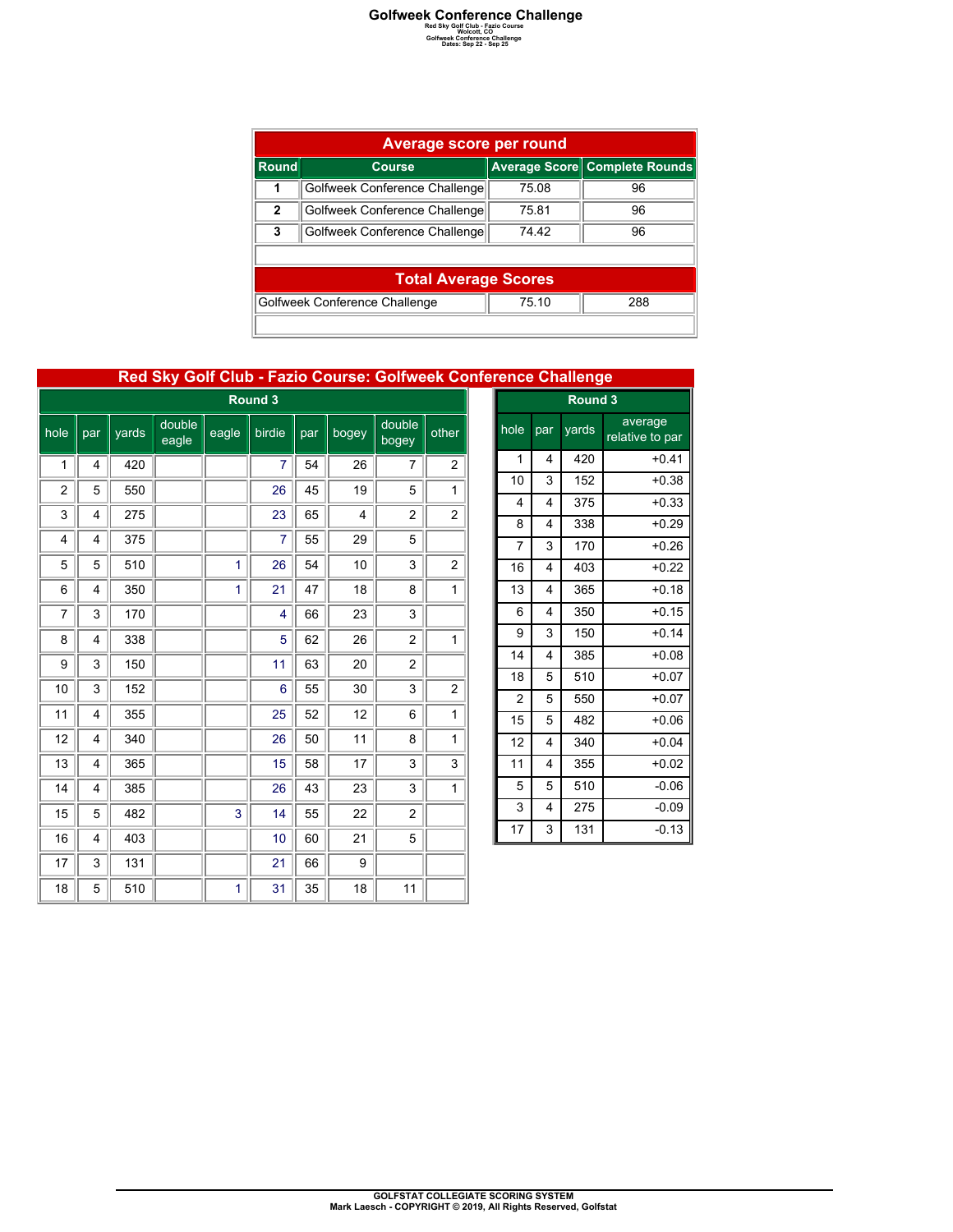# Golfweek Conference Challenge

Red Sky Golf Club - Fazio Course
Wolcott, CO
Golfweek Conference Challenge
Dates: Sep 22 - Sep 25

| Average score per round | | | |
|---|---|---|---|
| Round | Course | Average Score | Complete Rounds |
| 1 | Golfweek Conference Challenge | 75.08 | 96 |
| 2 | Golfweek Conference Challenge | 75.81 | 96 |
| 3 | Golfweek Conference Challenge | 74.42 | 96 |
| **Total Average Scores** | | | |
| Golfweek Conference Challenge | | 75.10 | 288 |

## Red Sky Golf Club - Fazio Course: Golfweek Conference Challenge

| Round 3 | | | | | | | | | |
|---|---|---|---|---|---|---|---|---|---|
| hole | par | yards | double eagle | eagle | birdie | par | bogey | double bogey | other |
| 1 | 4 | 420 | | | 7 | 54 | 26 | 7 | 2 |
| 2 | 5 | 550 | | | 26 | 45 | 19 | 5 | 1 |
| 3 | 4 | 275 | | | 23 | 65 | 4 | 2 | 2 |
| 4 | 4 | 375 | | | 7 | 55 | 29 | 5 | |
| 5 | 5 | 510 | | 1 | 26 | 54 | 10 | 3 | 2 |
| 6 | 4 | 350 | | 1 | 21 | 47 | 18 | 8 | 1 |
| 7 | 3 | 170 | | | 4 | 66 | 23 | 3 | |
| 8 | 4 | 338 | | | 5 | 62 | 26 | 2 | 1 |
| 9 | 3 | 150 | | | 11 | 63 | 20 | 2 | |
| 10 | 3 | 152 | | | 6 | 55 | 30 | 3 | 2 |
| 11 | 4 | 355 | | | 25 | 52 | 12 | 6 | 1 |
| 12 | 4 | 340 | | | 26 | 50 | 11 | 8 | 1 |
| 13 | 4 | 365 | | | 15 | 58 | 17 | 3 | 3 |
| 14 | 4 | 385 | | | 26 | 43 | 23 | 3 | 1 |
| 15 | 5 | 482 | | 3 | 14 | 55 | 22 | 2 | |
| 16 | 4 | 403 | | | 10 | 60 | 21 | 5 | |
| 17 | 3 | 131 | | | 21 | 66 | 9 | | |
| 18 | 5 | 510 | | 1 | 31 | 35 | 18 | 11 | |

| Round 3 | | | |
|---|---|---|---|
| hole | par | yards | average relative to par |
| 1 | 4 | 420 | +0.41 |
| 10 | 3 | 152 | +0.38 |
| 4 | 4 | 375 | +0.33 |
| 8 | 4 | 338 | +0.29 |
| 7 | 3 | 170 | +0.26 |
| 16 | 4 | 403 | +0.22 |
| 13 | 4 | 365 | +0.18 |
| 6 | 4 | 350 | +0.15 |
| 9 | 3 | 150 | +0.14 |
| 14 | 4 | 385 | +0.08 |
| 18 | 5 | 510 | +0.07 |
| 2 | 5 | 550 | +0.07 |
| 15 | 5 | 482 | +0.06 |
| 12 | 4 | 340 | +0.04 |
| 11 | 4 | 355 | +0.02 |
| 5 | 5 | 510 | -0.06 |
| 3 | 4 | 275 | -0.09 |
| 17 | 3 | 131 | -0.13 |

GOLFSTAT COLLEGIATE SCORING SYSTEM
Mark Laesch - COPYRIGHT © 2019, All Rights Reserved, Golfstat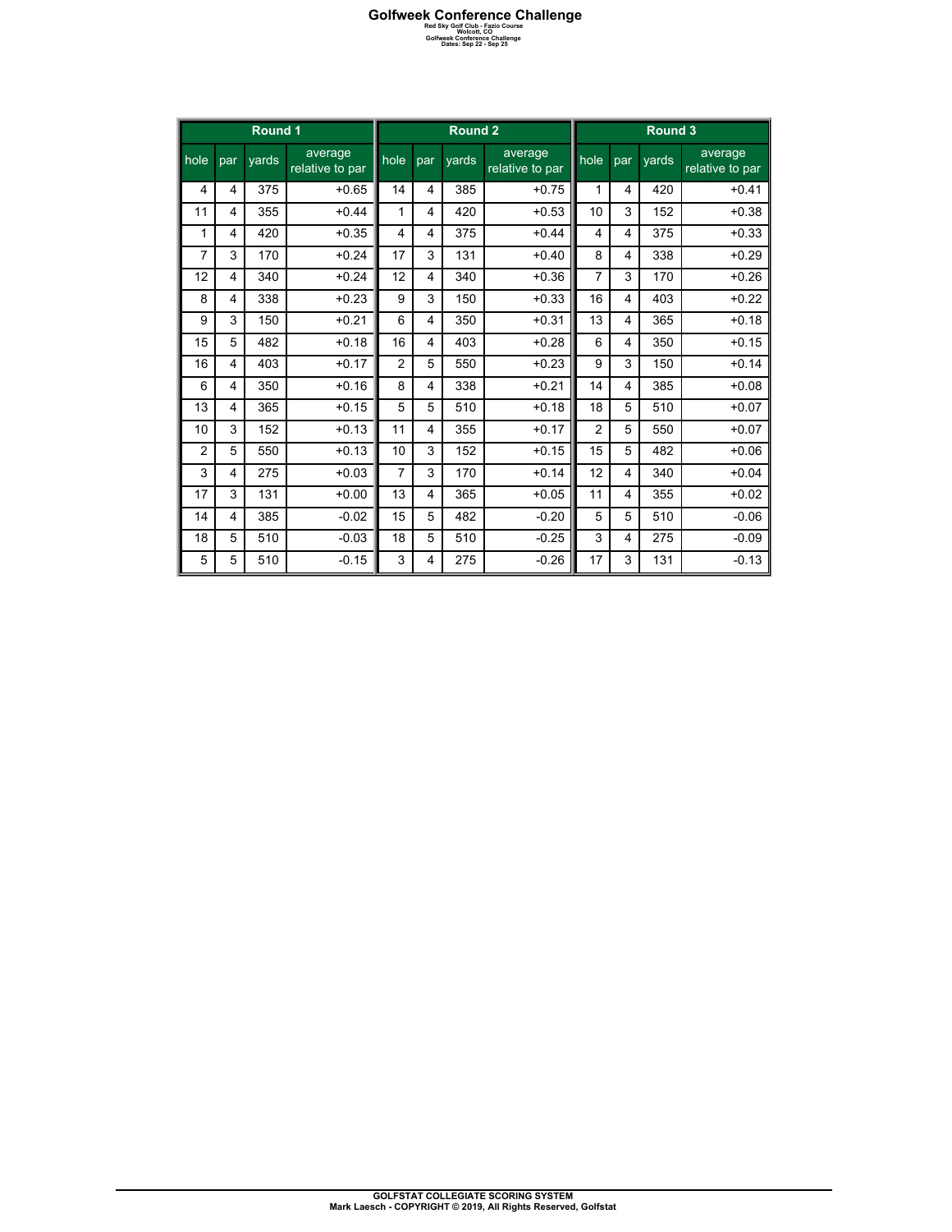# Golfweek Conference Challenge

**Red Sky Golf Club - Fazio Course**
**Wolcott, CO**
**Golfweek Conference Challenge**
**Dates: Sep 22 - Sep 25**

| Round 1 | | | | Round 2 | | | | Round 3 | | | |
|---|---|---|---|---|---|---|---|---|---|---|---|
| hole | par | yards | average relative to par | hole | par | yards | average relative to par | hole | par | yards | average relative to par |
| 4 | 4 | 375 | +0.65 | 14 | 4 | 385 | +0.75 | 1 | 4 | 420 | +0.41 |
| 11 | 4 | 355 | +0.44 | 1 | 4 | 420 | +0.53 | 10 | 3 | 152 | +0.38 |
| 1 | 4 | 420 | +0.35 | 4 | 4 | 375 | +0.44 | 4 | 4 | 375 | +0.33 |
| 7 | 3 | 170 | +0.24 | 17 | 3 | 131 | +0.40 | 8 | 4 | 338 | +0.29 |
| 12 | 4 | 340 | +0.24 | 12 | 4 | 340 | +0.36 | 7 | 3 | 170 | +0.26 |
| 8 | 4 | 338 | +0.23 | 9 | 3 | 150 | +0.33 | 16 | 4 | 403 | +0.22 |
| 9 | 3 | 150 | +0.21 | 6 | 4 | 350 | +0.31 | 13 | 4 | 365 | +0.18 |
| 15 | 5 | 482 | +0.18 | 16 | 4 | 403 | +0.28 | 6 | 4 | 350 | +0.15 |
| 16 | 4 | 403 | +0.17 | 2 | 5 | 550 | +0.23 | 9 | 3 | 150 | +0.14 |
| 6 | 4 | 350 | +0.16 | 8 | 4 | 338 | +0.21 | 14 | 4 | 385 | +0.08 |
| 13 | 4 | 365 | +0.15 | 5 | 5 | 510 | +0.18 | 18 | 5 | 510 | +0.07 |
| 10 | 3 | 152 | +0.13 | 11 | 4 | 355 | +0.17 | 2 | 5 | 550 | +0.07 |
| 2 | 5 | 550 | +0.13 | 10 | 3 | 152 | +0.15 | 15 | 5 | 482 | +0.06 |
| 3 | 4 | 275 | +0.03 | 7 | 3 | 170 | +0.14 | 12 | 4 | 340 | +0.04 |
| 17 | 3 | 131 | +0.00 | 13 | 4 | 365 | +0.05 | 11 | 4 | 355 | +0.02 |
| 14 | 4 | 385 | -0.02 | 15 | 5 | 482 | -0.20 | 5 | 5 | 510 | -0.06 |
| 18 | 5 | 510 | -0.03 | 18 | 5 | 510 | -0.25 | 3 | 4 | 275 | -0.09 |
| 5 | 5 | 510 | -0.15 | 3 | 4 | 275 | -0.26 | 17 | 3 | 131 | -0.13 |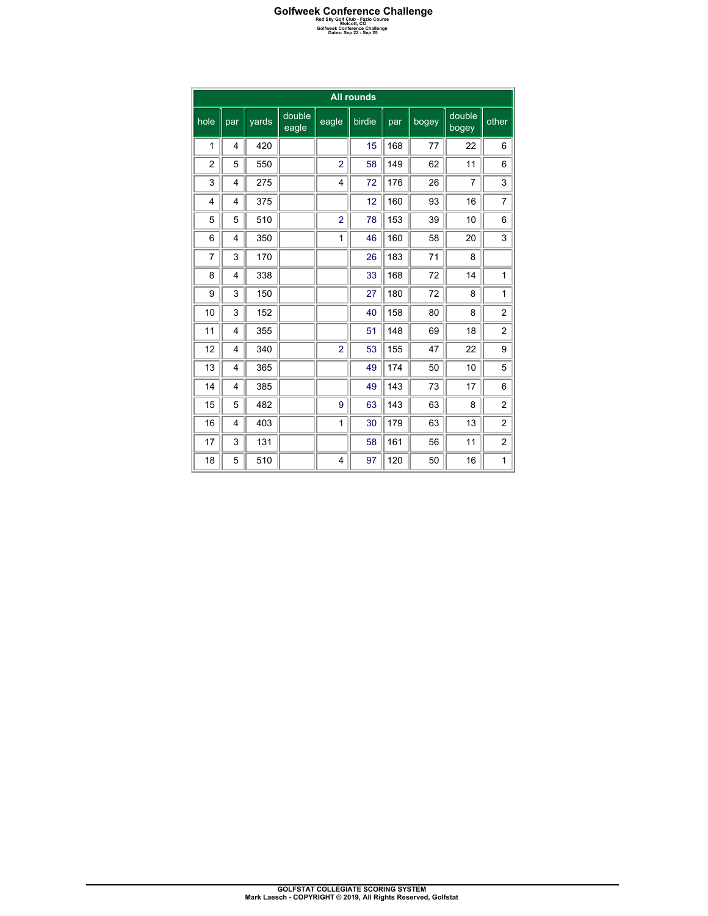# Golfweek Conference Challenge

Red Sky Golf Club - Fazio Course
Wolcott, CO
Golfweek Conference Challenge
Dates: Sep 22 - Sep 25

| All rounds | | | | | | | | | |
|---|---|---|---|---|---|---|---|---|---|
| hole | par | yards | double eagle | eagle | birdie | par | bogey | double bogey | other |
| 1 | 4 | 420 | | | 15 | 168 | 77 | 22 | 6 |
| 2 | 5 | 550 | | 2 | 58 | 149 | 62 | 11 | 6 |
| 3 | 4 | 275 | | 4 | 72 | 176 | 26 | 7 | 3 |
| 4 | 4 | 375 | | | 12 | 160 | 93 | 16 | 7 |
| 5 | 5 | 510 | | 2 | 78 | 153 | 39 | 10 | 6 |
| 6 | 4 | 350 | | 1 | 46 | 160 | 58 | 20 | 3 |
| 7 | 3 | 170 | | | 26 | 183 | 71 | 8 | |
| 8 | 4 | 338 | | | 33 | 168 | 72 | 14 | 1 |
| 9 | 3 | 150 | | | 27 | 180 | 72 | 8 | 1 |
| 10 | 3 | 152 | | | 40 | 158 | 80 | 8 | 2 |
| 11 | 4 | 355 | | | 51 | 148 | 69 | 18 | 2 |
| 12 | 4 | 340 | | 2 | 53 | 155 | 47 | 22 | 9 |
| 13 | 4 | 365 | | | 49 | 174 | 50 | 10 | 5 |
| 14 | 4 | 385 | | | 49 | 143 | 73 | 17 | 6 |
| 15 | 5 | 482 | | 9 | 63 | 143 | 63 | 8 | 2 |
| 16 | 4 | 403 | | 1 | 30 | 179 | 63 | 13 | 2 |
| 17 | 3 | 131 | | | 58 | 161 | 56 | 11 | 2 |
| 18 | 5 | 510 | | 4 | 97 | 120 | 50 | 16 | 1 |

GOLFSTAT COLLEGIATE SCORING SYSTEM
Mark Laesch - COPYRIGHT © 2019, All Rights Reserved, Golfstat